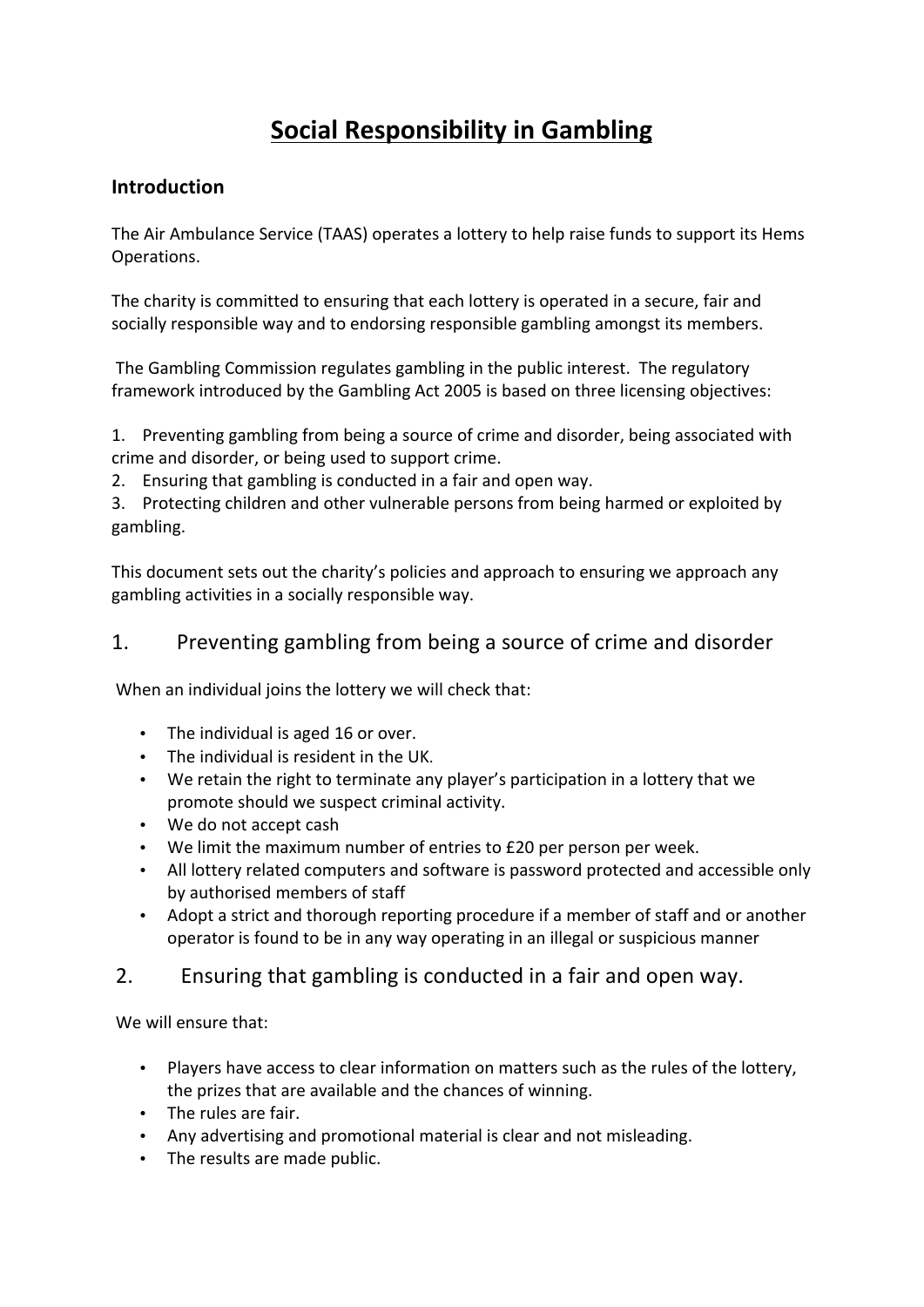# Social Responsibility in Gambling

## Introduction

The Air Ambulance Service (TAAS) operates a lottery to help raise funds to support its Hems Operations.

The charity is committed to ensuring that each lottery is operated in a secure, fair and socially responsible way and to endorsing responsible gambling amongst its members.

The Gambling Commission regulates gambling in the public interest. The regulatory framework introduced by the Gambling Act 2005 is based on three licensing objectives:

1. Preventing gambling from being a source of crime and disorder, being associated with crime and disorder, or being used to support crime.
2. Ensuring that gambling is conducted in a fair and open way.
3. Protecting children and other vulnerable persons from being harmed or exploited by gambling.

This document sets out the charity's policies and approach to ensuring we approach any gambling activities in a socially responsible way.

## 1. Preventing gambling from being a source of crime and disorder

When an individual joins the lottery we will check that:

- The individual is aged 16 or over.
- The individual is resident in the UK.
- We retain the right to terminate any player's participation in a lottery that we promote should we suspect criminal activity.
- We do not accept cash
- We limit the maximum number of entries to £20 per person per week.
- All lottery related computers and software is password protected and accessible only by authorised members of staff
- Adopt a strict and thorough reporting procedure if a member of staff and or another operator is found to be in any way operating in an illegal or suspicious manner

## 2. Ensuring that gambling is conducted in a fair and open way.

We will ensure that:

- Players have access to clear information on matters such as the rules of the lottery, the prizes that are available and the chances of winning.
- The rules are fair.
- Any advertising and promotional material is clear and not misleading.
- The results are made public.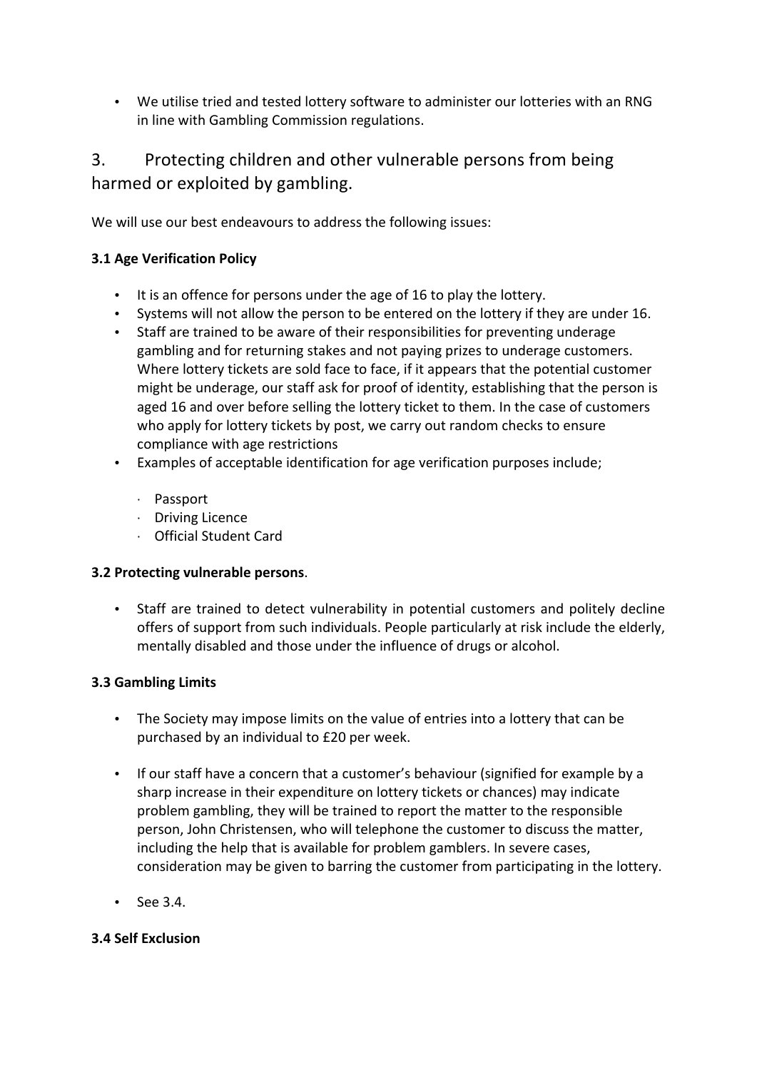- We utilise tried and tested lottery software to administer our lotteries with an RNG in line with Gambling Commission regulations.

## 3. Protecting children and other vulnerable persons from being harmed or exploited by gambling.

We will use our best endeavours to address the following issues:

**3.1 Age Verification Policy**

- It is an offence for persons under the age of 16 to play the lottery.
- Systems will not allow the person to be entered on the lottery if they are under 16.
- Staff are trained to be aware of their responsibilities for preventing underage gambling and for returning stakes and not paying prizes to underage customers. Where lottery tickets are sold face to face, if it appears that the potential customer might be underage, our staff ask for proof of identity, establishing that the person is aged 16 and over before selling the lottery ticket to them. In the case of customers who apply for lottery tickets by post, we carry out random checks to ensure compliance with age restrictions
- Examples of acceptable identification for age verification purposes include;
  - Passport
  - Driving Licence
  - Official Student Card

**3.2 Protecting vulnerable persons**.

- Staff are trained to detect vulnerability in potential customers and politely decline offers of support from such individuals. People particularly at risk include the elderly, mentally disabled and those under the influence of drugs or alcohol.

**3.3 Gambling Limits**

- The Society may impose limits on the value of entries into a lottery that can be purchased by an individual to £20 per week.

- If our staff have a concern that a customer's behaviour (signified for example by a sharp increase in their expenditure on lottery tickets or chances) may indicate problem gambling, they will be trained to report the matter to the responsible person, John Christensen, who will telephone the customer to discuss the matter, including the help that is available for problem gamblers. In severe cases, consideration may be given to barring the customer from participating in the lottery.

- See 3.4.

**3.4 Self Exclusion**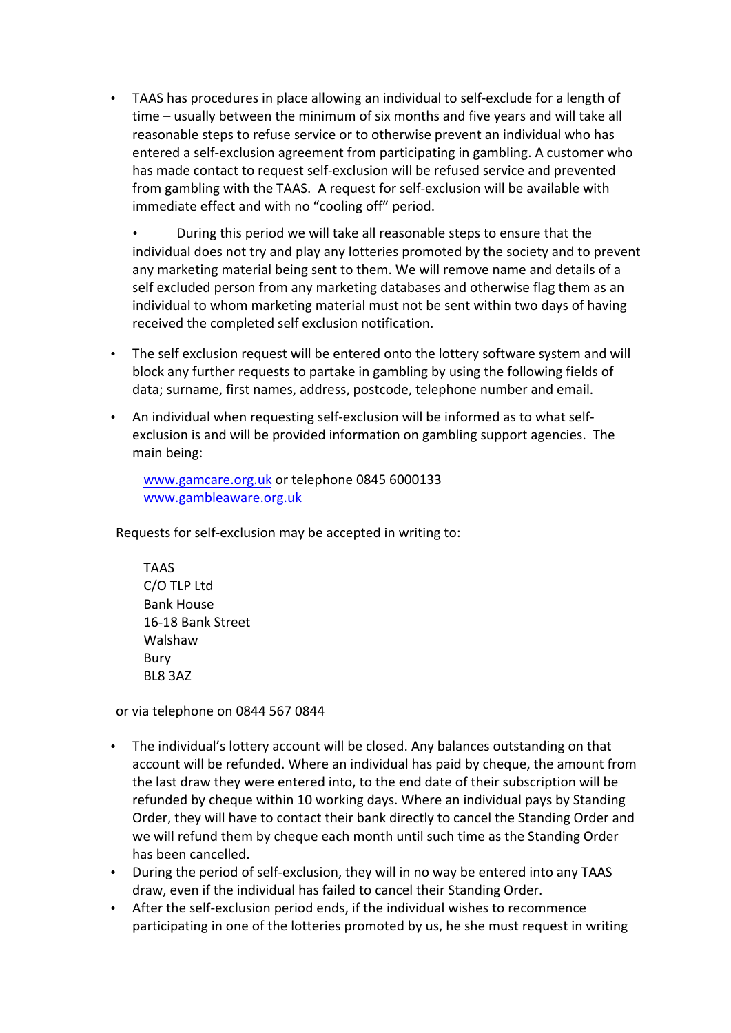- TAAS has procedures in place allowing an individual to self-exclude for a length of time – usually between the minimum of six months and five years and will take all reasonable steps to refuse service or to otherwise prevent an individual who has entered a self-exclusion agreement from participating in gambling. A customer who has made contact to request self-exclusion will be refused service and prevented from gambling with the TAAS. A request for self-exclusion will be available with immediate effect and with no "cooling off" period.

  - During this period we will take all reasonable steps to ensure that the individual does not try and play any lotteries promoted by the society and to prevent any marketing material being sent to them. We will remove name and details of a self excluded person from any marketing databases and otherwise flag them as an individual to whom marketing material must not be sent within two days of having received the completed self exclusion notification.

- The self exclusion request will be entered onto the lottery software system and will block any further requests to partake in gambling by using the following fields of data; surname, first names, address, postcode, telephone number and email.

- An individual when requesting self-exclusion will be informed as to what self-exclusion is and will be provided information on gambling support agencies. The main being:

  www.gamcare.org.uk or telephone 0845 6000133
  www.gambleaware.org.uk

Requests for self-exclusion may be accepted in writing to:

TAAS
C/O TLP Ltd
Bank House
16-18 Bank Street
Walshaw
Bury
BL8 3AZ

or via telephone on 0844 567 0844

- The individual's lottery account will be closed. Any balances outstanding on that account will be refunded. Where an individual has paid by cheque, the amount from the last draw they were entered into, to the end date of their subscription will be refunded by cheque within 10 working days. Where an individual pays by Standing Order, they will have to contact their bank directly to cancel the Standing Order and we will refund them by cheque each month until such time as the Standing Order has been cancelled.
- During the period of self-exclusion, they will in no way be entered into any TAAS draw, even if the individual has failed to cancel their Standing Order.
- After the self-exclusion period ends, if the individual wishes to recommence participating in one of the lotteries promoted by us, he she must request in writing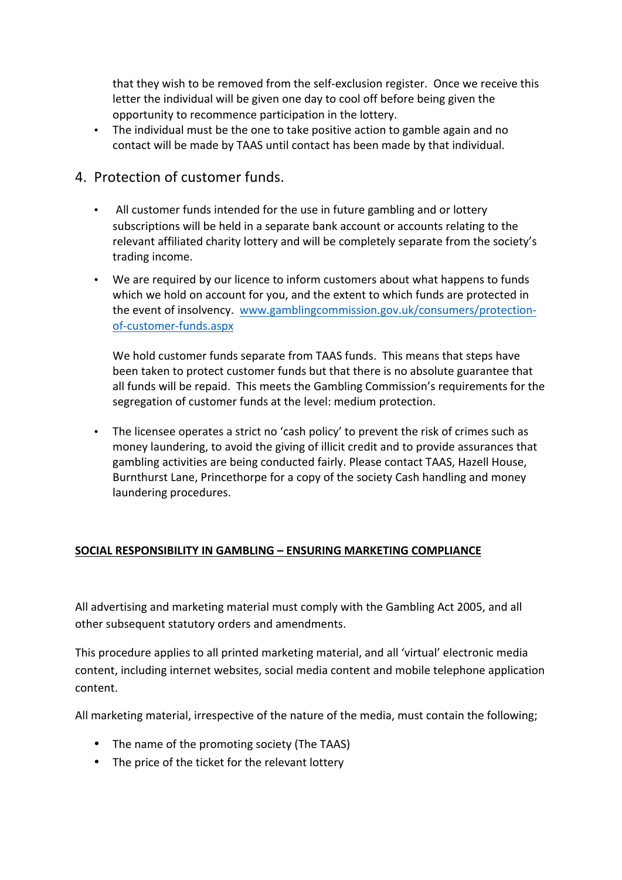that they wish to be removed from the self-exclusion register. Once we receive this letter the individual will be given one day to cool off before being given the opportunity to recommence participation in the lottery.

- The individual must be the one to take positive action to gamble again and no contact will be made by TAAS until contact has been made by that individual.

## 4. Protection of customer funds.

- All customer funds intended for the use in future gambling and or lottery subscriptions will be held in a separate bank account or accounts relating to the relevant affiliated charity lottery and will be completely separate from the society's trading income.

- We are required by our licence to inform customers about what happens to funds which we hold on account for you, and the extent to which funds are protected in the event of insolvency. [www.gamblingcommission.gov.uk/consumers/protection-of-customer-funds.aspx](www.gamblingcommission.gov.uk/consumers/protection-of-customer-funds.aspx)

  We hold customer funds separate from TAAS funds. This means that steps have been taken to protect customer funds but that there is no absolute guarantee that all funds will be repaid. This meets the Gambling Commission's requirements for the segregation of customer funds at the level: medium protection.

- The licensee operates a strict no 'cash policy' to prevent the risk of crimes such as money laundering, to avoid the giving of illicit credit and to provide assurances that gambling activities are being conducted fairly. Please contact TAAS, Hazell House, Burnthurst Lane, Princethorpe for a copy of the society Cash handling and money laundering procedures.

**SOCIAL RESPONSIBILITY IN GAMBLING – ENSURING MARKETING COMPLIANCE**

All advertising and marketing material must comply with the Gambling Act 2005, and all other subsequent statutory orders and amendments.

This procedure applies to all printed marketing material, and all 'virtual' electronic media content, including internet websites, social media content and mobile telephone application content.

All marketing material, irrespective of the nature of the media, must contain the following;

- The name of the promoting society (The TAAS)
- The price of the ticket for the relevant lottery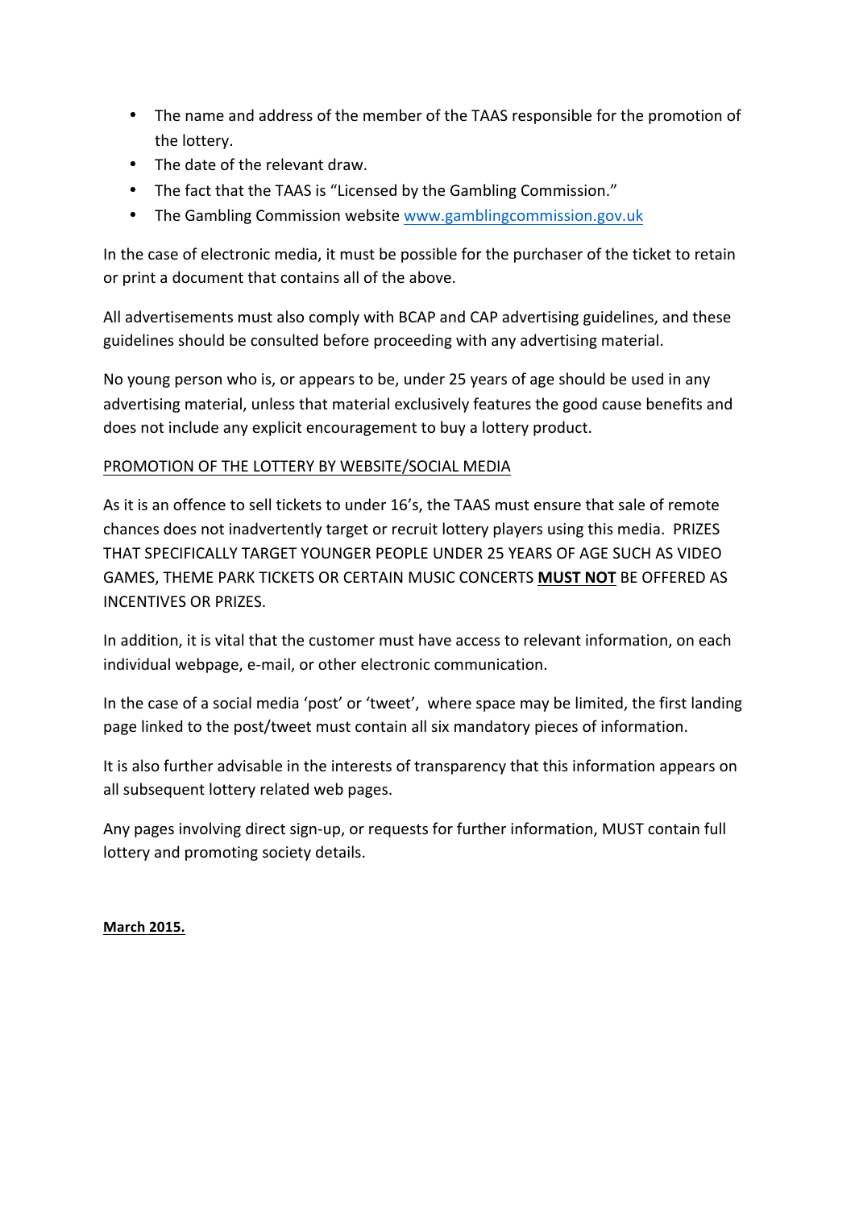- The name and address of the member of the TAAS responsible for the promotion of the lottery.
- The date of the relevant draw.
- The fact that the TAAS is "Licensed by the Gambling Commission."
- The Gambling Commission website www.gamblingcommission.gov.uk

In the case of electronic media, it must be possible for the purchaser of the ticket to retain or print a document that contains all of the above.

All advertisements must also comply with BCAP and CAP advertising guidelines, and these guidelines should be consulted before proceeding with any advertising material.

No young person who is, or appears to be, under 25 years of age should be used in any advertising material, unless that material exclusively features the good cause benefits and does not include any explicit encouragement to buy a lottery product.

<u>PROMOTION OF THE LOTTERY BY WEBSITE/SOCIAL MEDIA</u>

As it is an offence to sell tickets to under 16's, the TAAS must ensure that sale of remote chances does not inadvertently target or recruit lottery players using this media. PRIZES THAT SPECIFICALLY TARGET YOUNGER PEOPLE UNDER 25 YEARS OF AGE SUCH AS VIDEO GAMES, THEME PARK TICKETS OR CERTAIN MUSIC CONCERTS **<u>MUST NOT</u>** BE OFFERED AS INCENTIVES OR PRIZES.

In addition, it is vital that the customer must have access to relevant information, on each individual webpage, e-mail, or other electronic communication.

In the case of a social media 'post' or 'tweet', where space may be limited, the first landing page linked to the post/tweet must contain all six mandatory pieces of information.

It is also further advisable in the interests of transparency that this information appears on all subsequent lottery related web pages.

Any pages involving direct sign-up, or requests for further information, MUST contain full lottery and promoting society details.

**<u>March 2015.</u>**